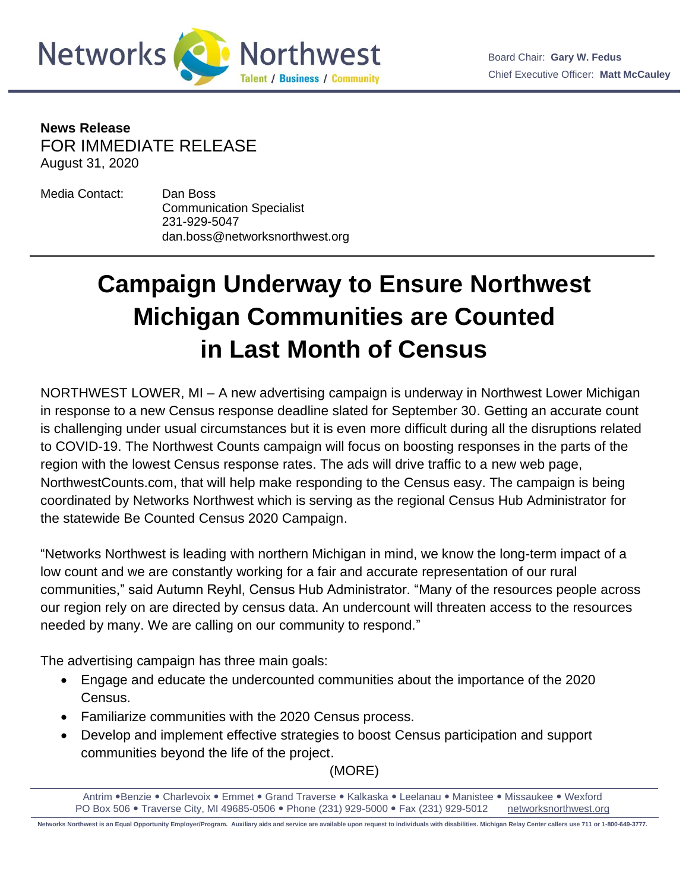Board Chair: **Gary W. Fedus**
Chief Executive Officer: **Matt McCauley**

**News Release**
FOR IMMEDIATE RELEASE
August 31, 2020

Media Contact: Dan Boss
Communication Specialist
231-929-5047
dan.boss@networksnorthwest.org

# Campaign Underway to Ensure Northwest Michigan Communities are Counted in Last Month of Census

NORTHWEST LOWER, MI – A new advertising campaign is underway in Northwest Lower Michigan in response to a new Census response deadline slated for September 30. Getting an accurate count is challenging under usual circumstances but it is even more difficult during all the disruptions related to COVID-19. The Northwest Counts campaign will focus on boosting responses in the parts of the region with the lowest Census response rates. The ads will drive traffic to a new web page, NorthwestCounts.com, that will help make responding to the Census easy. The campaign is being coordinated by Networks Northwest which is serving as the regional Census Hub Administrator for the statewide Be Counted Census 2020 Campaign.

"Networks Northwest is leading with northern Michigan in mind, we know the long-term impact of a low count and we are constantly working for a fair and accurate representation of our rural communities," said Autumn Reyhl, Census Hub Administrator. "Many of the resources people across our region rely on are directed by census data. An undercount will threaten access to the resources needed by many. We are calling on our community to respond."

The advertising campaign has three main goals:

- Engage and educate the undercounted communities about the importance of the 2020 Census.
- Familiarize communities with the 2020 Census process.
- Develop and implement effective strategies to boost Census participation and support communities beyond the life of the project.

(MORE)

Antrim • Benzie • Charlevoix • Emmet • Grand Traverse • Kalkaska • Leelanau • Manistee • Missaukee • Wexford
PO Box 506 • Traverse City, MI 49685-0506 • Phone (231) 929-5000 • Fax (231) 929-5012 networksnorthwest.org

Networks Northwest is an Equal Opportunity Employer/Program. Auxiliary aids and service are available upon request to individuals with disabilities. Michigan Relay Center callers use 711 or 1-800-649-3777.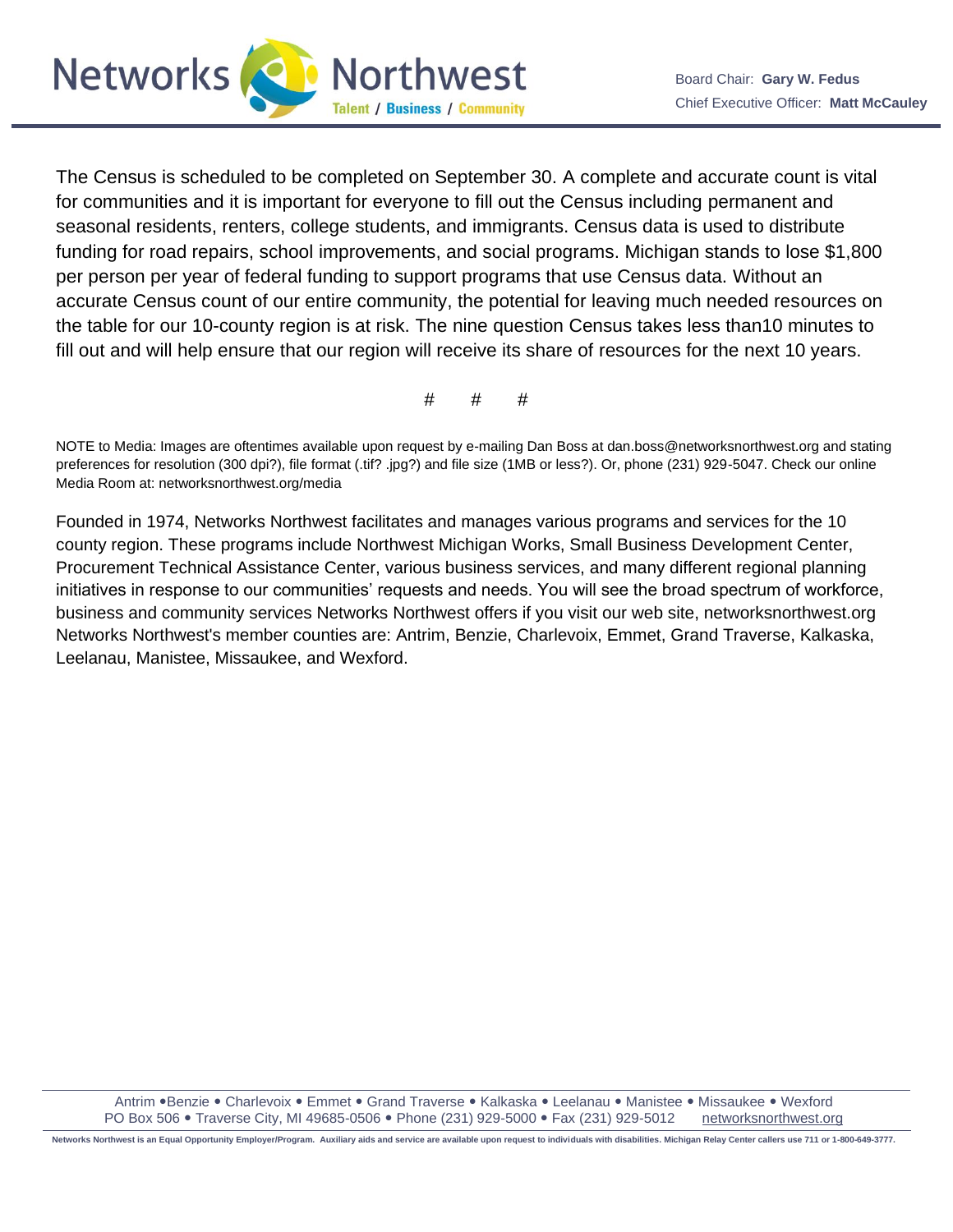The Census is scheduled to be completed on September 30. A complete and accurate count is vital for communities and it is important for everyone to fill out the Census including permanent and seasonal residents, renters, college students, and immigrants. Census data is used to distribute funding for road repairs, school improvements, and social programs. Michigan stands to lose $1,800 per person per year of federal funding to support programs that use Census data. Without an accurate Census count of our entire community, the potential for leaving much needed resources on the table for our 10-county region is at risk. The nine question Census takes less than10 minutes to fill out and will help ensure that our region will receive its share of resources for the next 10 years.

# # #

NOTE to Media: Images are oftentimes available upon request by e-mailing Dan Boss at dan.boss@networksnorthwest.org and stating preferences for resolution (300 dpi?), file format (.tif? .jpg?) and file size (1MB or less?). Or, phone (231) 929-5047. Check our online Media Room at: networksnorthwest.org/media

Founded in 1974, Networks Northwest facilitates and manages various programs and services for the 10 county region. These programs include Northwest Michigan Works, Small Business Development Center, Procurement Technical Assistance Center, various business services, and many different regional planning initiatives in response to our communities' requests and needs. You will see the broad spectrum of workforce, business and community services Networks Northwest offers if you visit our web site, networksnorthwest.org Networks Northwest's member counties are: Antrim, Benzie, Charlevoix, Emmet, Grand Traverse, Kalkaska, Leelanau, Manistee, Missaukee, and Wexford.